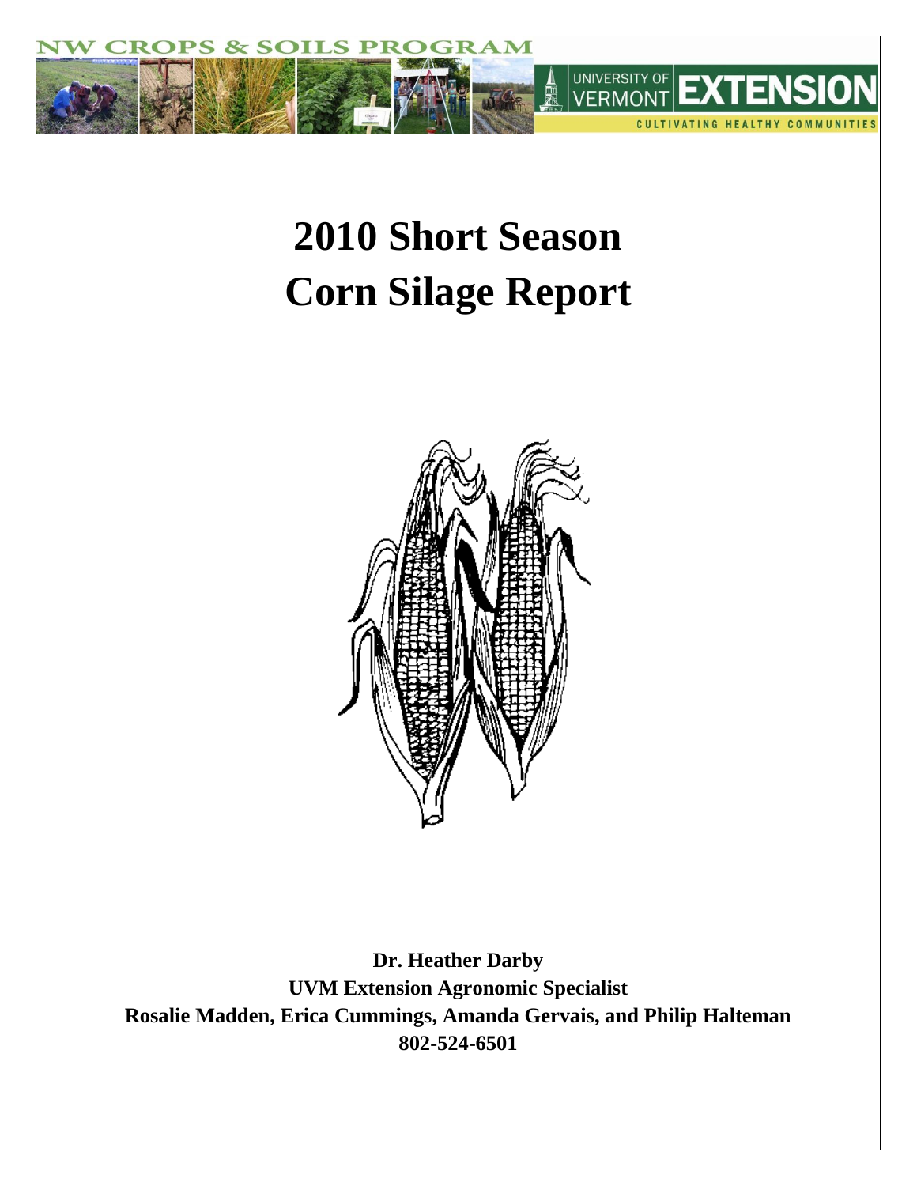# 2010 Short Season Corn Silage Report

**Dr. Heather Darby**
**UVM Extension Agronomic Specialist**
**Rosalie Madden, Erica Cummings, Amanda Gervais, and Philip Halteman**
**802-524-6501**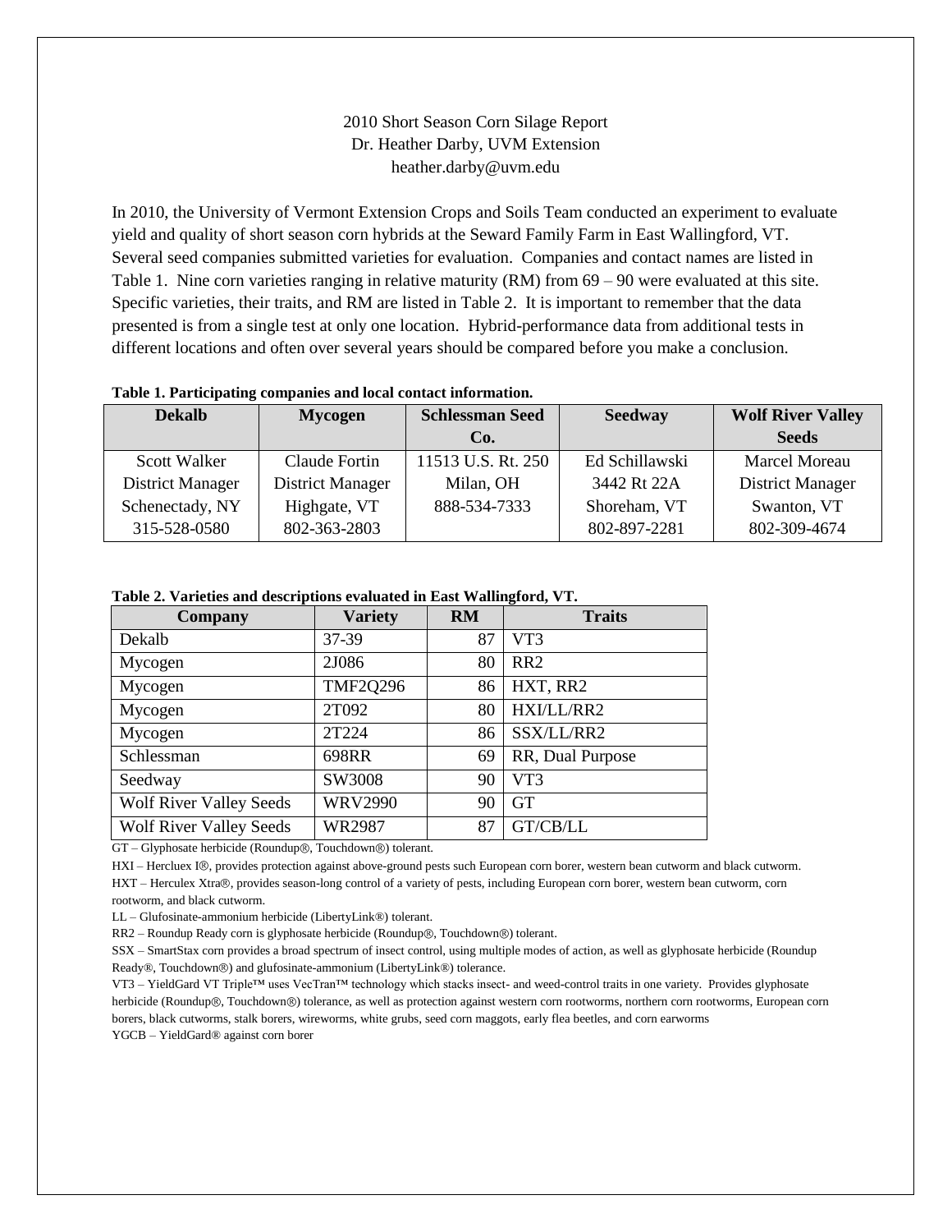2010 Short Season Corn Silage Report
Dr. Heather Darby, UVM Extension
heather.darby@uvm.edu

In 2010, the University of Vermont Extension Crops and Soils Team conducted an experiment to evaluate yield and quality of short season corn hybrids at the Seward Family Farm in East Wallingford, VT. Several seed companies submitted varieties for evaluation. Companies and contact names are listed in Table 1. Nine corn varieties ranging in relative maturity (RM) from 69 – 90 were evaluated at this site. Specific varieties, their traits, and RM are listed in Table 2. It is important to remember that the data presented is from a single test at only one location. Hybrid-performance data from additional tests in different locations and often over several years should be compared before you make a conclusion.

**Table 1. Participating companies and local contact information.**

| Dekalb | Mycogen | Schlessman Seed Co. | Seedway | Wolf River Valley Seeds |
|---|---|---|---|---|
| Scott Walker | Claude Fortin | 11513 U.S. Rt. 250 | Ed Schillawski | Marcel Moreau |
| District Manager | District Manager | Milan, OH | 3442 Rt 22A | District Manager |
| Schenectady, NY | Highgate, VT | 888-534-7333 | Shoreham, VT | Swanton, VT |
| 315-528-0580 | 802-363-2803 | | 802-897-2281 | 802-309-4674 |

**Table 2. Varieties and descriptions evaluated in East Wallingford, VT.**

| Company | Variety | RM | Traits |
|---|---|---|---|
| Dekalb | 37-39 | 87 | VT3 |
| Mycogen | 2J086 | 80 | RR2 |
| Mycogen | TMF2Q296 | 86 | HXT, RR2 |
| Mycogen | 2T092 | 80 | HXI/LL/RR2 |
| Mycogen | 2T224 | 86 | SSX/LL/RR2 |
| Schlessman | 698RR | 69 | RR, Dual Purpose |
| Seedway | SW3008 | 90 | VT3 |
| Wolf River Valley Seeds | WRV2990 | 90 | GT |
| Wolf River Valley Seeds | WR2987 | 87 | GT/CB/LL |

GT – Glyphosate herbicide (Roundup®, Touchdown®) tolerant.

HXI – Hercluex I®, provides protection against above-ground pests such European corn borer, western bean cutworm and black cutworm.

HXT – Herculex Xtra®, provides season-long control of a variety of pests, including European corn borer, western bean cutworm, corn rootworm, and black cutworm.

LL – Glufosinate-ammonium herbicide (LibertyLink®) tolerant.

RR2 – Roundup Ready corn is glyphosate herbicide (Roundup®, Touchdown®) tolerant.

SSX – SmartStax corn provides a broad spectrum of insect control, using multiple modes of action, as well as glyphosate herbicide (Roundup Ready®, Touchdown®) and glufosinate-ammonium (LibertyLink®) tolerance.

VT3 – YieldGard VT Triple™ uses VecTran™ technology which stacks insect- and weed-control traits in one variety. Provides glyphosate herbicide (Roundup®, Touchdown®) tolerance, as well as protection against western corn rootworms, northern corn rootworms, European corn borers, black cutworms, stalk borers, wireworms, white grubs, seed corn maggots, early flea beetles, and corn earworms

YGCB – YieldGard® against corn borer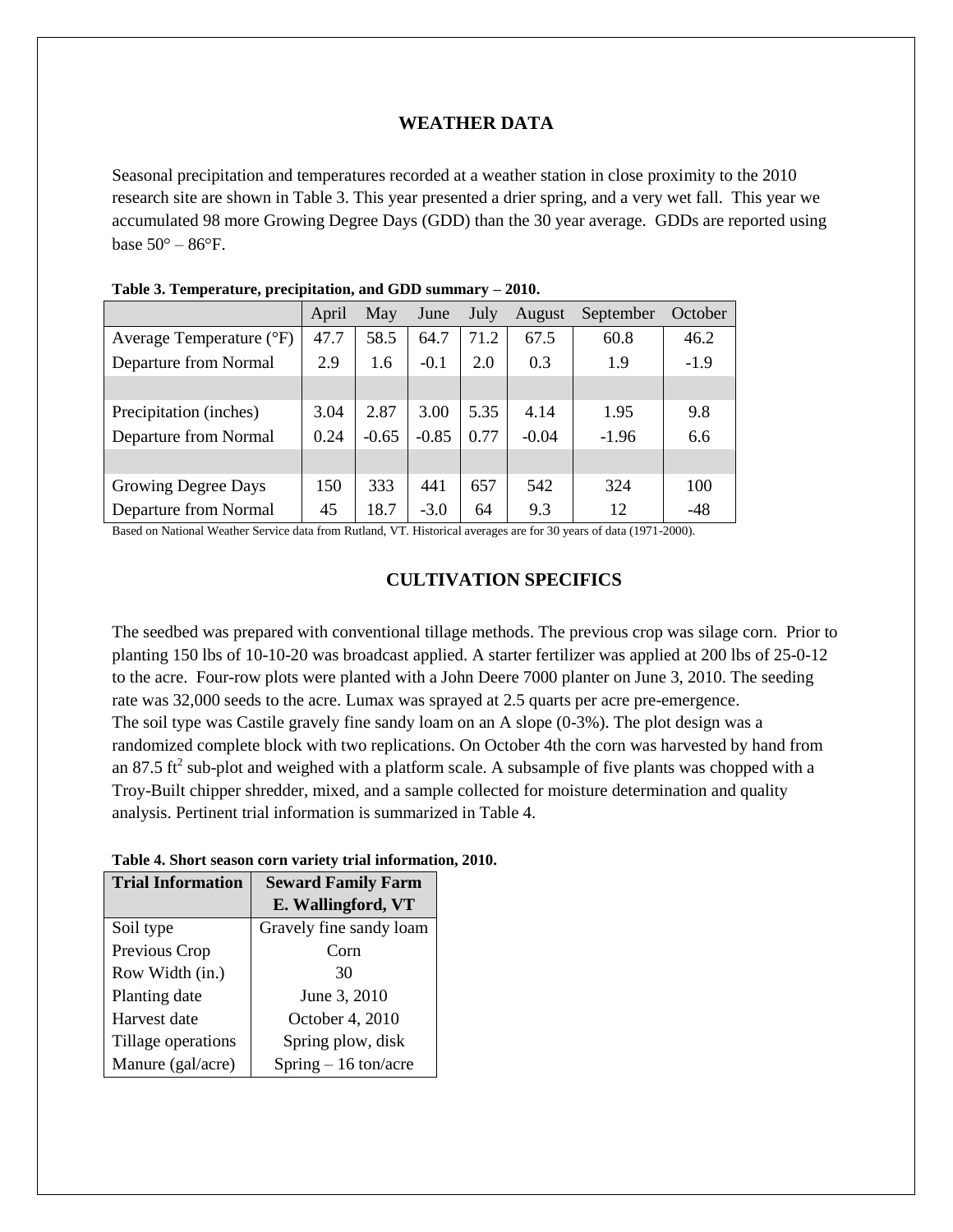## WEATHER DATA

Seasonal precipitation and temperatures recorded at a weather station in close proximity to the 2010 research site are shown in Table 3. This year presented a drier spring, and a very wet fall. This year we accumulated 98 more Growing Degree Days (GDD) than the 30 year average. GDDs are reported using base 50° – 86°F.

**Table 3. Temperature, precipitation, and GDD summary – 2010.**

| | April | May | June | July | August | September | October |
|---|---|---|---|---|---|---|---|
| Average Temperature (°F) | 47.7 | 58.5 | 64.7 | 71.2 | 67.5 | 60.8 | 46.2 |
| Departure from Normal | 2.9 | 1.6 | -0.1 | 2.0 | 0.3 | 1.9 | -1.9 |
| | | | | | | | |
| Precipitation (inches) | 3.04 | 2.87 | 3.00 | 5.35 | 4.14 | 1.95 | 9.8 |
| Departure from Normal | 0.24 | -0.65 | -0.85 | 0.77 | -0.04 | -1.96 | 6.6 |
| | | | | | | | |
| Growing Degree Days | 150 | 333 | 441 | 657 | 542 | 324 | 100 |
| Departure from Normal | 45 | 18.7 | -3.0 | 64 | 9.3 | 12 | -48 |

Based on National Weather Service data from Rutland, VT. Historical averages are for 30 years of data (1971-2000).

## CULTIVATION SPECIFICS

The seedbed was prepared with conventional tillage methods. The previous crop was silage corn. Prior to planting 150 lbs of 10-10-20 was broadcast applied. A starter fertilizer was applied at 200 lbs of 25-0-12 to the acre. Four-row plots were planted with a John Deere 7000 planter on June 3, 2010. The seeding rate was 32,000 seeds to the acre. Lumax was sprayed at 2.5 quarts per acre pre-emergence. The soil type was Castile gravely fine sandy loam on an A slope (0-3%). The plot design was a randomized complete block with two replications. On October 4th the corn was harvested by hand from an 87.5 $ft^2$ sub-plot and weighed with a platform scale. A subsample of five plants was chopped with a Troy-Built chipper shredder, mixed, and a sample collected for moisture determination and quality analysis. Pertinent trial information is summarized in Table 4.

**Table 4. Short season corn variety trial information, 2010.**

| Trial Information | Seward Family Farm E. Wallingford, VT |
|---|---|
| Soil type | Gravely fine sandy loam |
| Previous Crop | Corn |
| Row Width (in.) | 30 |
| Planting date | June 3, 2010 |
| Harvest date | October 4, 2010 |
| Tillage operations | Spring plow, disk |
| Manure (gal/acre) | Spring – 16 ton/acre |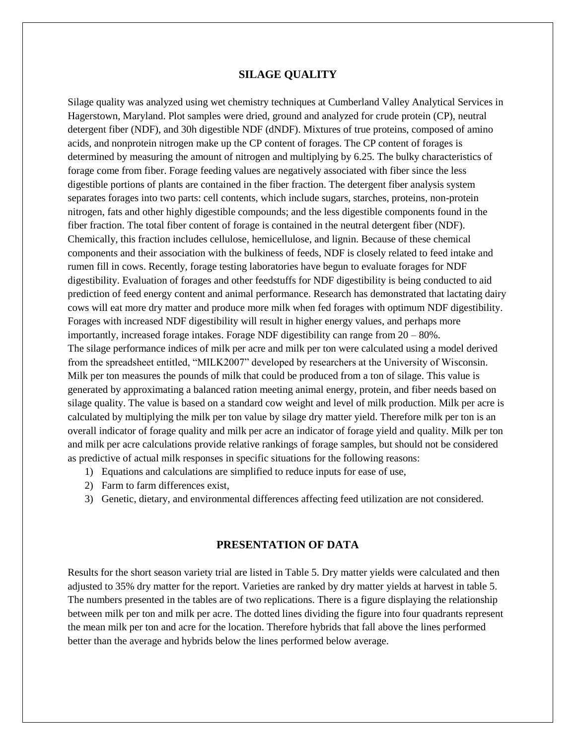## SILAGE QUALITY

Silage quality was analyzed using wet chemistry techniques at Cumberland Valley Analytical Services in Hagerstown, Maryland. Plot samples were dried, ground and analyzed for crude protein (CP), neutral detergent fiber (NDF), and 30h digestible NDF (dNDF). Mixtures of true proteins, composed of amino acids, and nonprotein nitrogen make up the CP content of forages. The CP content of forages is determined by measuring the amount of nitrogen and multiplying by 6.25. The bulky characteristics of forage come from fiber. Forage feeding values are negatively associated with fiber since the less digestible portions of plants are contained in the fiber fraction. The detergent fiber analysis system separates forages into two parts: cell contents, which include sugars, starches, proteins, non-protein nitrogen, fats and other highly digestible compounds; and the less digestible components found in the fiber fraction. The total fiber content of forage is contained in the neutral detergent fiber (NDF). Chemically, this fraction includes cellulose, hemicellulose, and lignin. Because of these chemical components and their association with the bulkiness of feeds, NDF is closely related to feed intake and rumen fill in cows. Recently, forage testing laboratories have begun to evaluate forages for NDF digestibility. Evaluation of forages and other feedstuffs for NDF digestibility is being conducted to aid prediction of feed energy content and animal performance. Research has demonstrated that lactating dairy cows will eat more dry matter and produce more milk when fed forages with optimum NDF digestibility. Forages with increased NDF digestibility will result in higher energy values, and perhaps more importantly, increased forage intakes. Forage NDF digestibility can range from 20 – 80%.

The silage performance indices of milk per acre and milk per ton were calculated using a model derived from the spreadsheet entitled, "MILK2007" developed by researchers at the University of Wisconsin. Milk per ton measures the pounds of milk that could be produced from a ton of silage. This value is generated by approximating a balanced ration meeting animal energy, protein, and fiber needs based on silage quality. The value is based on a standard cow weight and level of milk production. Milk per acre is calculated by multiplying the milk per ton value by silage dry matter yield. Therefore milk per ton is an overall indicator of forage quality and milk per acre an indicator of forage yield and quality. Milk per ton and milk per acre calculations provide relative rankings of forage samples, but should not be considered as predictive of actual milk responses in specific situations for the following reasons:

1) Equations and calculations are simplified to reduce inputs for ease of use,
2) Farm to farm differences exist,
3) Genetic, dietary, and environmental differences affecting feed utilization are not considered.

## PRESENTATION OF DATA

Results for the short season variety trial are listed in Table 5. Dry matter yields were calculated and then adjusted to 35% dry matter for the report. Varieties are ranked by dry matter yields at harvest in table 5. The numbers presented in the tables are of two replications. There is a figure displaying the relationship between milk per ton and milk per acre. The dotted lines dividing the figure into four quadrants represent the mean milk per ton and acre for the location. Therefore hybrids that fall above the lines performed better than the average and hybrids below the lines performed below average.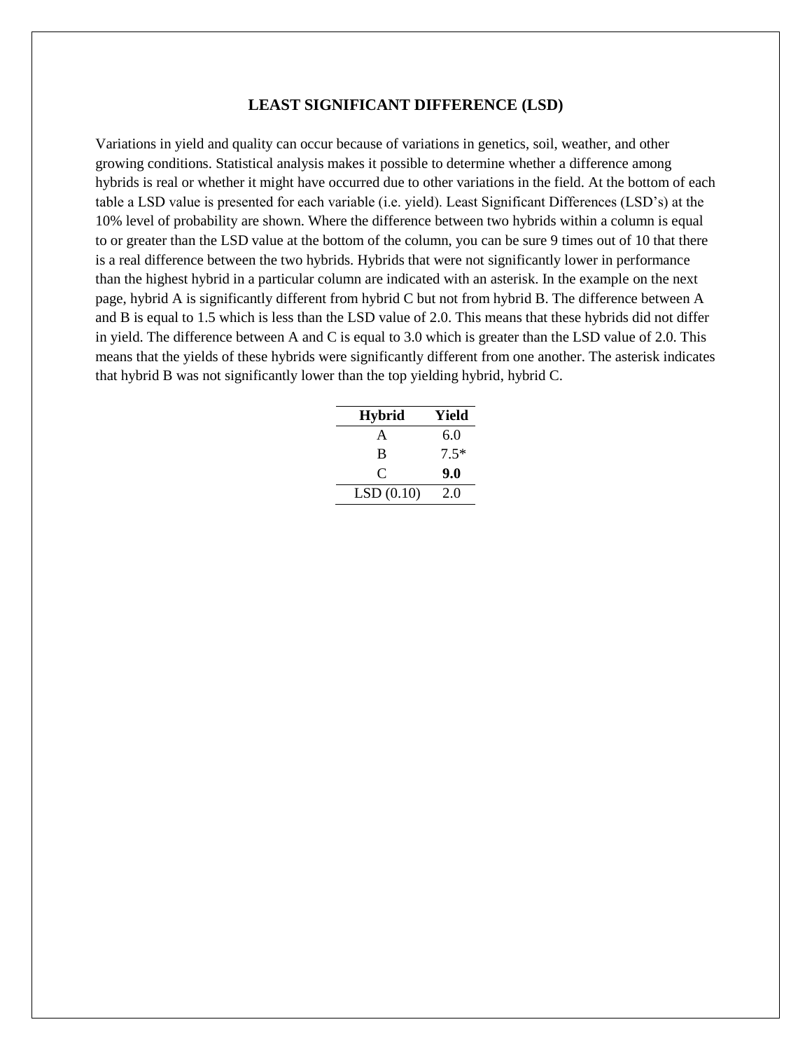## LEAST SIGNIFICANT DIFFERENCE (LSD)

Variations in yield and quality can occur because of variations in genetics, soil, weather, and other growing conditions. Statistical analysis makes it possible to determine whether a difference among hybrids is real or whether it might have occurred due to other variations in the field. At the bottom of each table a LSD value is presented for each variable (i.e. yield). Least Significant Differences (LSD's) at the 10% level of probability are shown. Where the difference between two hybrids within a column is equal to or greater than the LSD value at the bottom of the column, you can be sure 9 times out of 10 that there is a real difference between the two hybrids. Hybrids that were not significantly lower in performance than the highest hybrid in a particular column are indicated with an asterisk. In the example on the next page, hybrid A is significantly different from hybrid C but not from hybrid B. The difference between A and B is equal to 1.5 which is less than the LSD value of 2.0. This means that these hybrids did not differ in yield. The difference between A and C is equal to 3.0 which is greater than the LSD value of 2.0. This means that the yields of these hybrids were significantly different from one another. The asterisk indicates that hybrid B was not significantly lower than the top yielding hybrid, hybrid C.

| Hybrid | Yield |
|---|---|
| A | 6.0 |
| B | 7.5* |
| C | **9.0** |
| LSD (0.10) | 2.0 |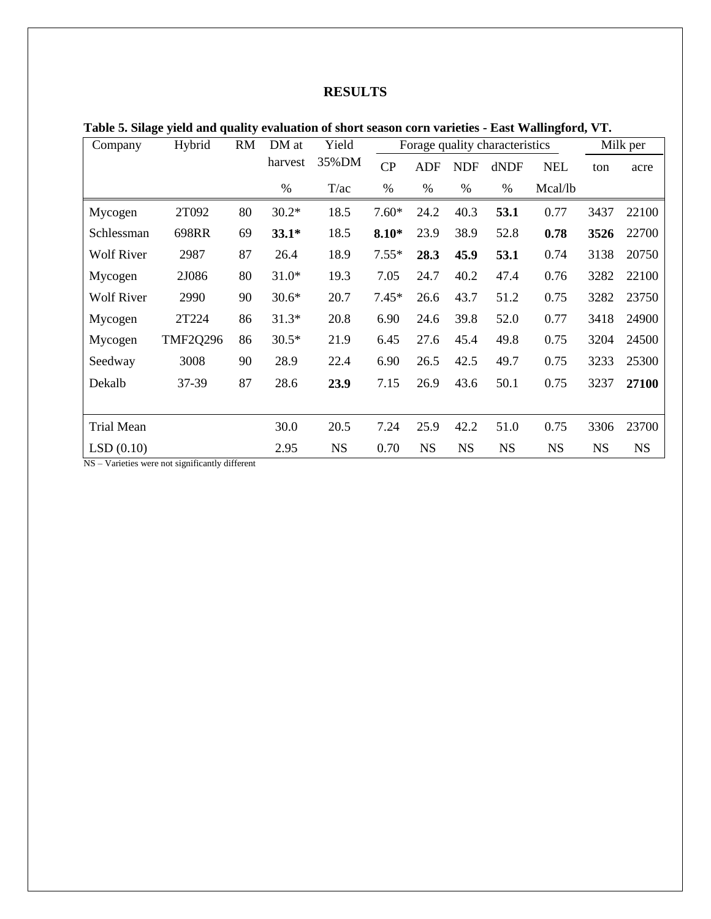# RESULTS

**Table 5. Silage yield and quality evaluation of short season corn varieties - East Wallingford, VT.**

| Company | Hybrid | RM | DM at harvest | Yield 35%DM | Forage quality characteristics | | | | | Milk per | |
|---|---|---|---|---|---|---|---|---|---|---|---|
| | | | | | CP | ADF | NDF | dNDF | NEL | ton | acre |
| | | | % | T/ac | % | % | % | % | Mcal/lb | | |
| Mycogen | 2T092 | 80 | 30.2* | 18.5 | 7.60* | 24.2 | 40.3 | **53.1** | 0.77 | 3437 | 22100 |
| Schlessman | 698RR | 69 | **33.1*** | 18.5 | **8.10*** | 23.9 | 38.9 | 52.8 | **0.78** | **3526** | 22700 |
| Wolf River | 2987 | 87 | 26.4 | 18.9 | 7.55* | **28.3** | **45.9** | **53.1** | 0.74 | 3138 | 20750 |
| Mycogen | 2J086 | 80 | 31.0* | 19.3 | 7.05 | 24.7 | 40.2 | 47.4 | 0.76 | 3282 | 22100 |
| Wolf River | 2990 | 90 | 30.6* | 20.7 | 7.45* | 26.6 | 43.7 | 51.2 | 0.75 | 3282 | 23750 |
| Mycogen | 2T224 | 86 | 31.3* | 20.8 | 6.90 | 24.6 | 39.8 | 52.0 | 0.77 | 3418 | 24900 |
| Mycogen | TMF2Q296 | 86 | 30.5* | 21.9 | 6.45 | 27.6 | 45.4 | 49.8 | 0.75 | 3204 | 24500 |
| Seedway | 3008 | 90 | 28.9 | 22.4 | 6.90 | 26.5 | 42.5 | 49.7 | 0.75 | 3233 | 25300 |
| Dekalb | 37-39 | 87 | 28.6 | **23.9** | 7.15 | 26.9 | 43.6 | 50.1 | 0.75 | 3237 | **27100** |
| Trial Mean | | | 30.0 | 20.5 | 7.24 | 25.9 | 42.2 | 51.0 | 0.75 | 3306 | 23700 |
| LSD (0.10) | | | 2.95 | NS | 0.70 | NS | NS | NS | NS | NS | NS |

NS – Varieties were not significantly different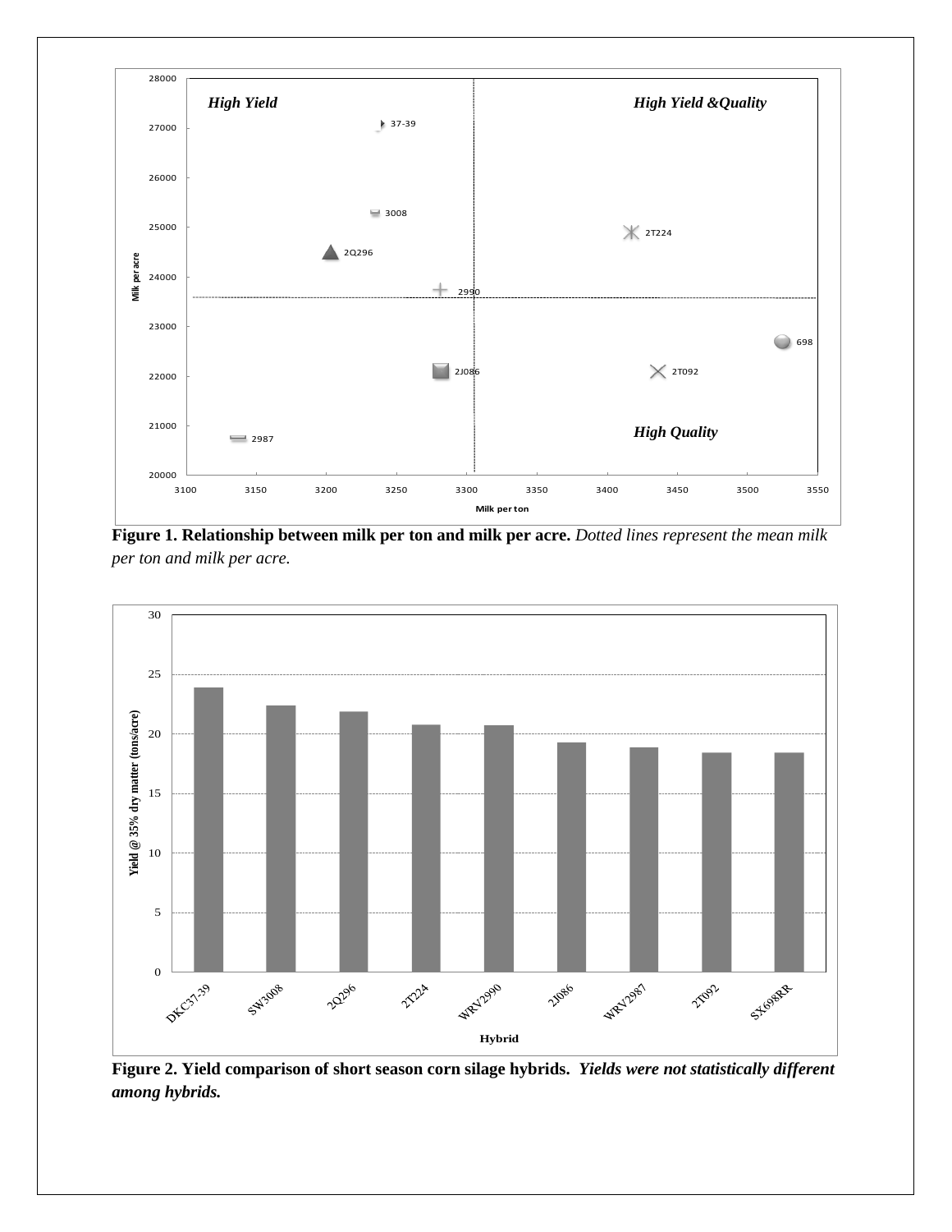**Figure 1. Relationship between milk per ton and milk per acre.** *Dotted lines represent the mean milk per ton and milk per acre.*

**Figure 2. Yield comparison of short season corn silage hybrids.** ***Yields were not statistically different among hybrids.***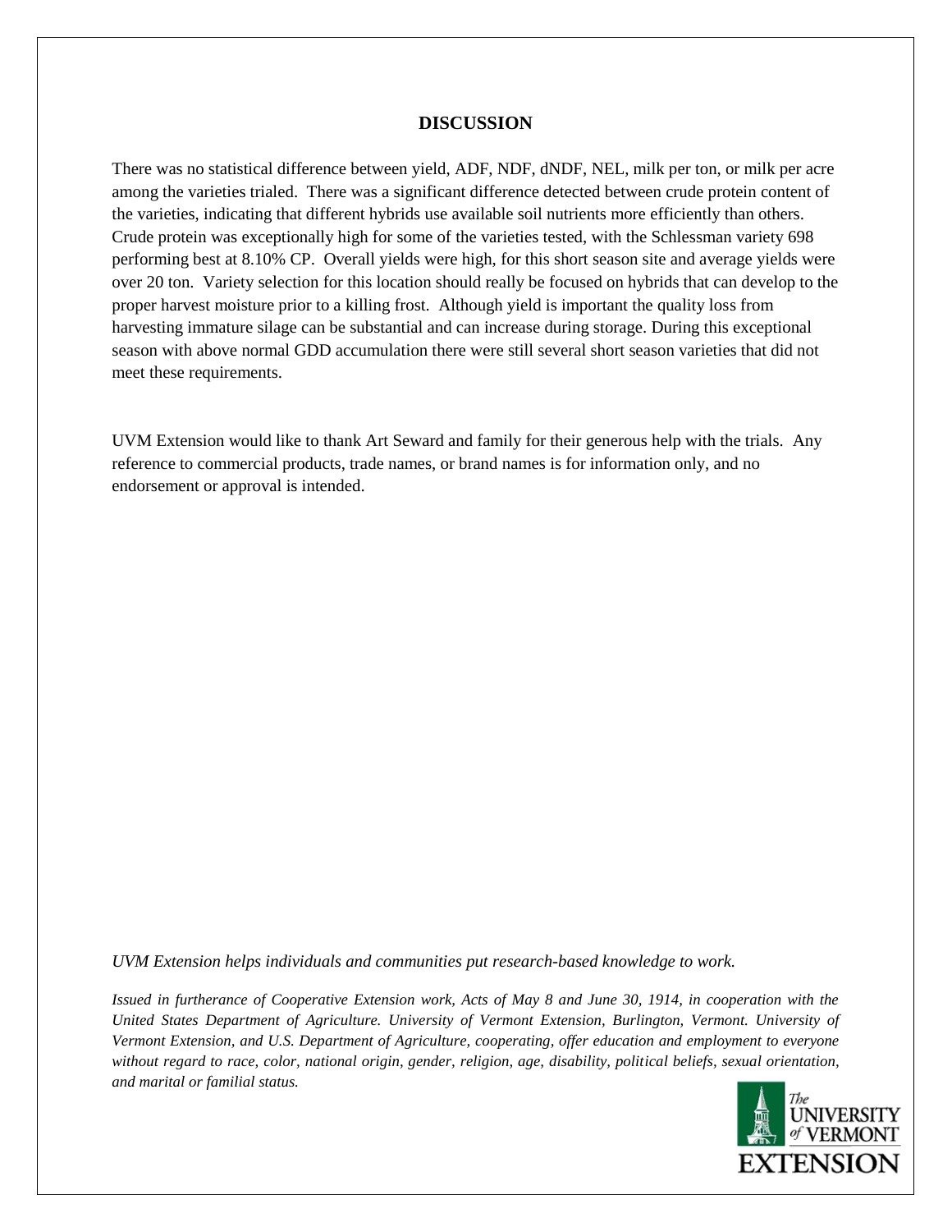## DISCUSSION

There was no statistical difference between yield, ADF, NDF, dNDF, NEL, milk per ton, or milk per acre among the varieties trialed. There was a significant difference detected between crude protein content of the varieties, indicating that different hybrids use available soil nutrients more efficiently than others. Crude protein was exceptionally high for some of the varieties tested, with the Schlessman variety 698 performing best at 8.10% CP. Overall yields were high, for this short season site and average yields were over 20 ton. Variety selection for this location should really be focused on hybrids that can develop to the proper harvest moisture prior to a killing frost. Although yield is important the quality loss from harvesting immature silage can be substantial and can increase during storage. During this exceptional season with above normal GDD accumulation there were still several short season varieties that did not meet these requirements.

UVM Extension would like to thank Art Seward and family for their generous help with the trials. Any reference to commercial products, trade names, or brand names is for information only, and no endorsement or approval is intended.

*UVM Extension helps individuals and communities put research-based knowledge to work.*

*Issued in furtherance of Cooperative Extension work, Acts of May 8 and June 30, 1914, in cooperation with the United States Department of Agriculture. University of Vermont Extension, Burlington, Vermont. University of Vermont Extension, and U.S. Department of Agriculture, cooperating, offer education and employment to everyone without regard to race, color, national origin, gender, religion, age, disability, political beliefs, sexual orientation, and marital or familial status.*

The UNIVERSITY of VERMONT EXTENSION